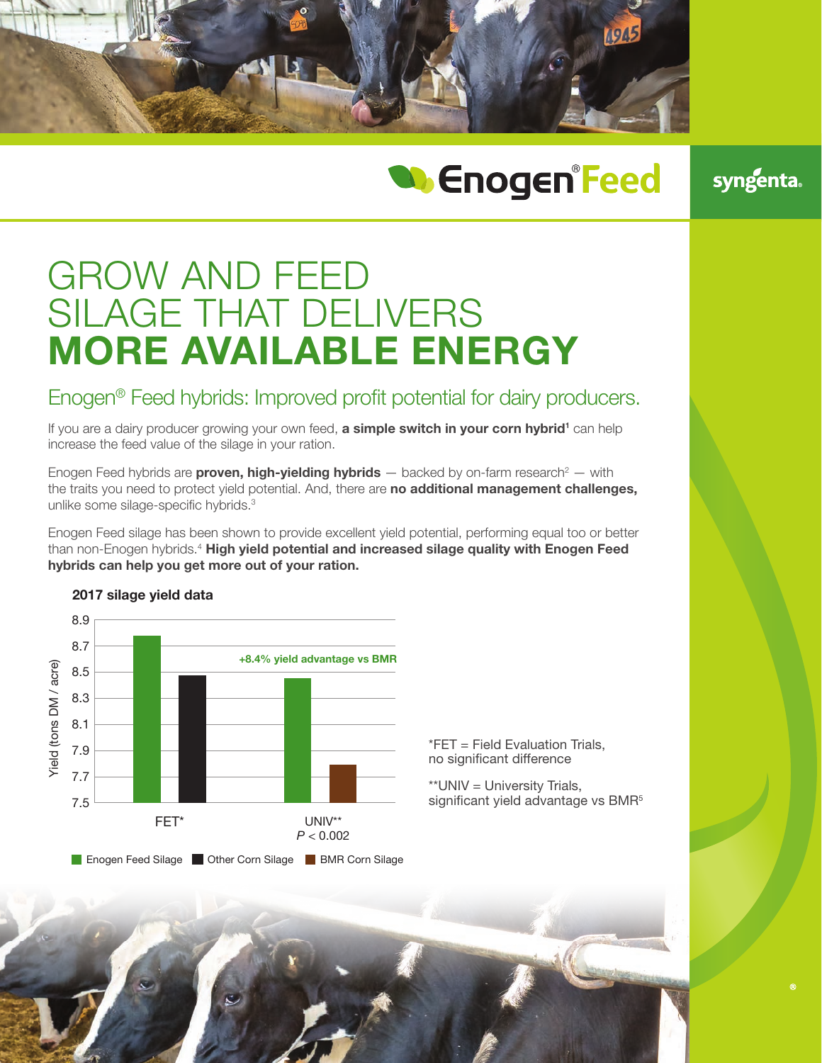# Enogen® Feed

syngenta.

# GROW AND FEED SILAGE THAT DELIVERS **MORE AVAILABLE ENERGY**

## Enogen® Feed hybrids: Improved profit potential for dairy producers.

If you are a dairy producer growing your own feed, **a simple switch in your corn hybrid[1]** can help increase the feed value of the silage in your ration.

Enogen Feed hybrids are **proven, high-yielding hybrids** — backed by on-farm research[2] — with the traits you need to protect yield potential. And, there are **no additional management challenges,** unlike some silage-specific hybrids.[3]

Enogen Feed silage has been shown to provide excellent yield potential, performing equal too or better than non-Enogen hybrids.[4] **High yield potential and increased silage quality with Enogen Feed hybrids can help you get more out of your ration.**

**2017 silage yield data**

Yield (tons DM / acre)

| | Enogen Feed Silage | Other Corn Silage | BMR Corn Silage |
|---|---|---|---|
| FET* | ~8.78 | ~8.48 | |
| UNIV** ($P < 0.002$) | ~8.46 | | ~7.79 |

+8.4% yield advantage vs BMR

*FET = Field Evaluation Trials, no significant difference

**UNIV = University Trials, significant yield advantage vs BMR[5]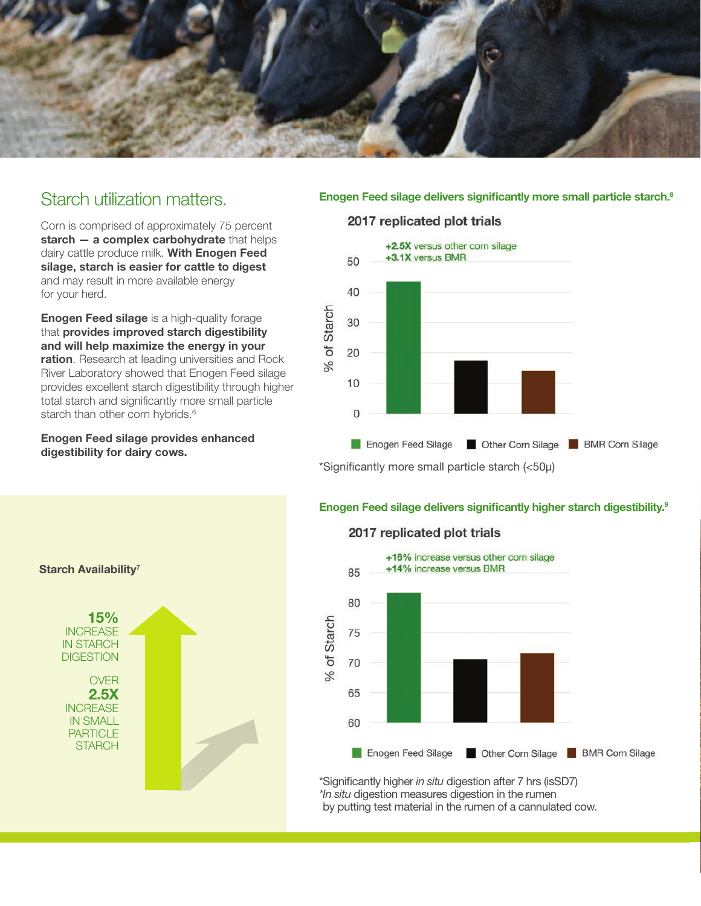## Starch utilization matters.

Corn is comprised of approximately 75 percent **starch — a complex carbohydrate** that helps dairy cattle produce milk. **With Enogen Feed silage, starch is easier for cattle to digest** and may result in more available energy for your herd.

**Enogen Feed silage** is a high-quality forage that **provides improved starch digestibility and will help maximize the energy in your ration**. Research at leading universities and Rock River Laboratory showed that Enogen Feed silage provides excellent starch digestibility through higher total starch and significantly more small particle starch than other corn hybrids.[6]

**Enogen Feed silage provides enhanced digestibility for dairy cows.**

**Enogen Feed silage delivers significantly more small particle starch.**[8]

2017 replicated plot trials

+2.5X versus other corn silage
+3.1X versus BMR

Enogen Feed Silage | Other Corn Silage | BMR Corn Silage

*Significantly more small particle starch (<50μ)

**Starch Availability**[7]

**15%** INCREASE IN STARCH DIGESTION

OVER **2.5X** INCREASE IN SMALL PARTICLE STARCH

**Enogen Feed silage delivers significantly higher starch digestibility.**[9]

2017 replicated plot trials

+16% increase versus other corn silage
+14% increase versus BMR

Enogen Feed Silage | Other Corn Silage | BMR Corn Silage

*Significantly higher *in situ* digestion after 7 hrs (isSD7)
**In situ* digestion measures digestion in the rumen by putting test material in the rumen of a cannulated cow.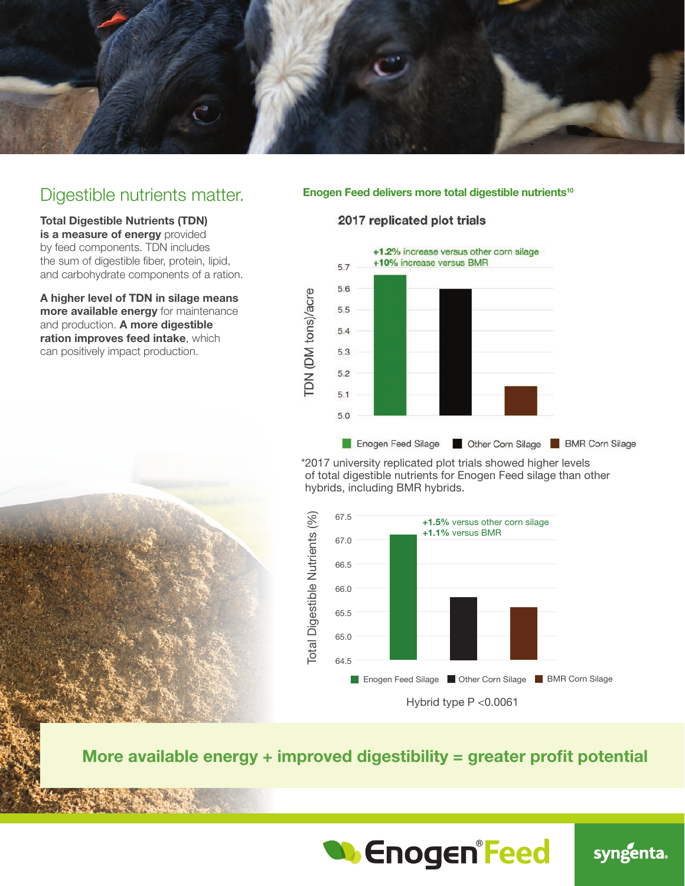# Digestible nutrients matter.

**Total Digestible Nutrients (TDN) is a measure of energy** provided by feed components. TDN includes the sum of digestible fiber, protein, lipid, and carbohydrate components of a ration.

**A higher level of TDN in silage means more available energy** for maintenance and production. **A more digestible ration improves feed intake**, which can positively impact production.

**Enogen Feed delivers more total digestible nutrients**[10]

**2017 replicated plot trials**

+1.2% increase versus other corn silage
+10% increase versus BMR

TDN (DM tons)/acre

Enogen Feed Silage · Other Corn Silage · BMR Corn Silage

*2017 university replicated plot trials showed higher levels of total digestible nutrients for Enogen Feed silage than other hybrids, including BMR hybrids.

**+1.5%** versus other corn silage
**+1.1%** versus BMR

Total Digestible Nutrients (%)

Enogen Feed Silage · Other Corn Silage · BMR Corn Silage

Hybrid type P <0.0061

**More available energy + improved digestibility = greater profit potential**

Enogen® Feed

syngenta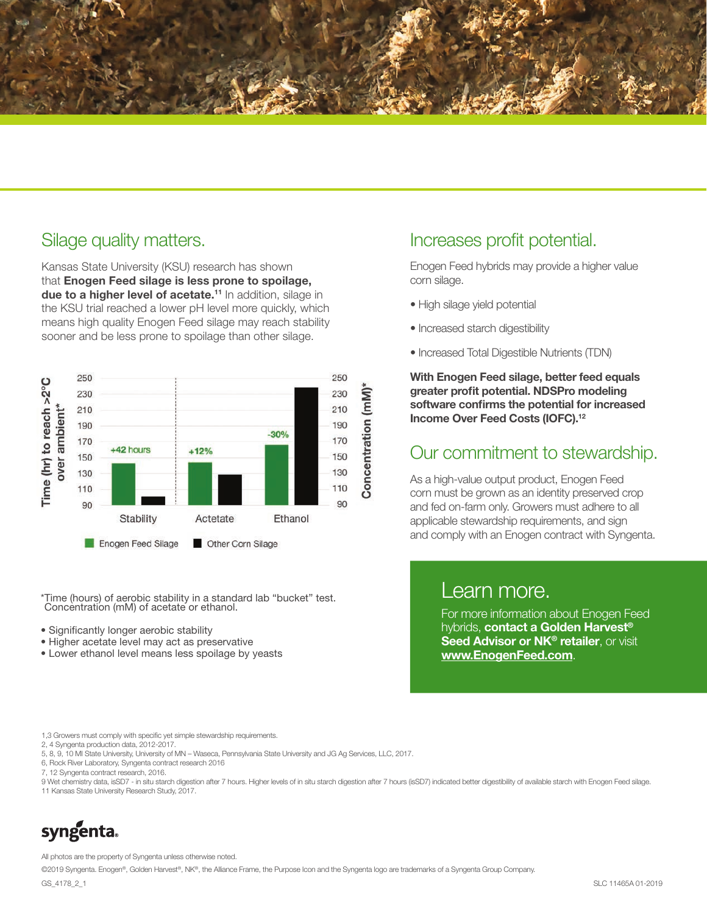## Silage quality matters.

Kansas State University (KSU) research has shown that **Enogen Feed silage is less prone to spoilage, due to a higher level of acetate.**[11] In addition, silage in the KSU trial reached a lower pH level more quickly, which means high quality Enogen Feed silage may reach stability sooner and be less prone to spoilage than other silage.

Time (hr) to reach >2°C over ambient*

Concentration (mM)*

250
230
210
190
170
150
130
110
90

+42 hours
+12%
-30%

Stability
Actetate
Ethanol

Enogen Feed Silage
Other Corn Silage

*Time (hours) of aerobic stability in a standard lab “bucket” test.
Concentration (mM) of acetate or ethanol.

- Significantly longer aerobic stability
- Higher acetate level may act as preservative
- Lower ethanol level means less spoilage by yeasts

## Increases profit potential.

Enogen Feed hybrids may provide a higher value corn silage.

- High silage yield potential
- Increased starch digestibility
- Increased Total Digestible Nutrients (TDN)

**With Enogen Feed silage, better feed equals greater profit potential. NDSPro modeling software confirms the potential for increased Income Over Feed Costs (IOFC).**[12]

## Our commitment to stewardship.

As a high-value output product, Enogen Feed corn must be grown as an identity preserved crop and fed on-farm only. Growers must adhere to all applicable stewardship requirements, and sign and comply with an Enogen contract with Syngenta.

## Learn more.

For more information about Enogen Feed hybrids, **contact a Golden Harvest® Seed Advisor or NK® retailer**, or visit **www.EnogenFeed.com**.

1,3 Growers must comply with specific yet simple stewardship requirements.
2, 4 Syngenta production data, 2012-2017.
5, 8, 9, 10 MI State University, University of MN – Waseca, Pennsylvania State University and JG Ag Services, LLC, 2017.
6, Rock River Laboratory, Syngenta contract research 2016
7, 12 Syngenta contract research, 2016.
9 Wet chemistry data, isSD7 - in situ starch digestion after 7 hours. Higher levels of in situ starch digestion after 7 hours (isSD7) indicated better digestibility of available starch with Enogen Feed silage.
11 Kansas State University Research Study, 2017.

syngenta

All photos are the property of Syngenta unless otherwise noted.

©2019 Syngenta. Enogen®, Golden Harvest®, NK®, the Alliance Frame, the Purpose Icon and the Syngenta logo are trademarks of a Syngenta Group Company.

GS_4178_2_1

SLC 11465A 01-2019